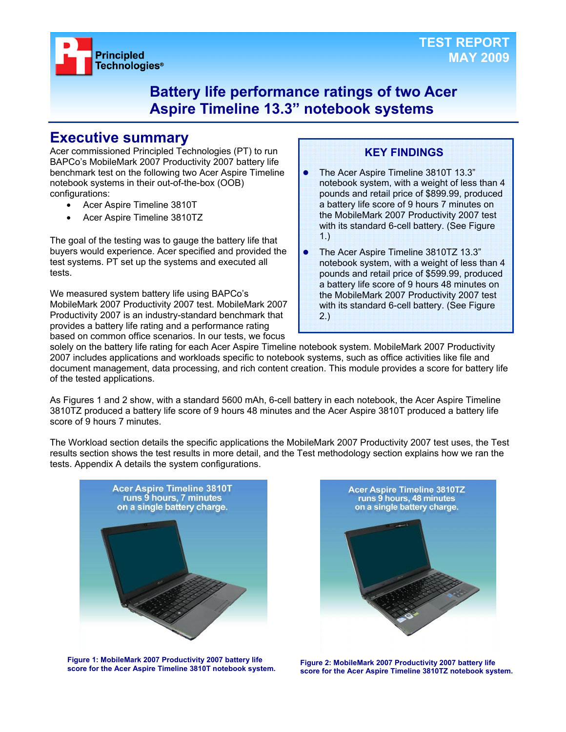TEST REPORT
MAY 2009

# Battery life performance ratings of two Acer Aspire Timeline 13.3" notebook systems

## Executive summary

Acer commissioned Principled Technologies (PT) to run BAPCo's MobileMark 2007 Productivity 2007 battery life benchmark test on the following two Acer Aspire Timeline notebook systems in their out-of-the-box (OOB) configurations:

- Acer Aspire Timeline 3810T
- Acer Aspire Timeline 3810TZ

The goal of the testing was to gauge the battery life that buyers would experience. Acer specified and provided the test systems. PT set up the systems and executed all tests.

We measured system battery life using BAPCo's MobileMark 2007 Productivity 2007 test. MobileMark 2007 Productivity 2007 is an industry-standard benchmark that provides a battery life rating and a performance rating based on common office scenarios. In our tests, we focus solely on the battery life rating for each Acer Aspire Timeline notebook system. MobileMark 2007 Productivity 2007 includes applications and workloads specific to notebook systems, such as office activities like file and document management, data processing, and rich content creation. This module provides a score for battery life of the tested applications.

### KEY FINDINGS

- The Acer Aspire Timeline 3810T 13.3" notebook system, with a weight of less than 4 pounds and retail price of $899.99, produced a battery life score of 9 hours 7 minutes on the MobileMark 2007 Productivity 2007 test with its standard 6-cell battery. (See Figure 1.)
- The Acer Aspire Timeline 3810TZ 13.3" notebook system, with a weight of less than 4 pounds and retail price of $599.99, produced a battery life score of 9 hours 48 minutes on the MobileMark 2007 Productivity 2007 test with its standard 6-cell battery. (See Figure 2.)

As Figures 1 and 2 show, with a standard 5600 mAh, 6-cell battery in each notebook, the Acer Aspire Timeline 3810TZ produced a battery life score of 9 hours 48 minutes and the Acer Aspire 3810T produced a battery life score of 9 hours 7 minutes.

The Workload section details the specific applications the MobileMark 2007 Productivity 2007 test uses, the Test results section shows the test results in more detail, and the Test methodology section explains how we ran the tests. Appendix A details the system configurations.

Acer Aspire Timeline 3810T runs 9 hours, 7 minutes on a single battery charge.

**Figure 1: MobileMark 2007 Productivity 2007 battery life score for the Acer Aspire Timeline 3810T notebook system.**

Acer Aspire Timeline 3810TZ runs 9 hours, 48 minutes on a single battery charge.

**Figure 2: MobileMark 2007 Productivity 2007 battery life score for the Acer Aspire Timeline 3810TZ notebook system.**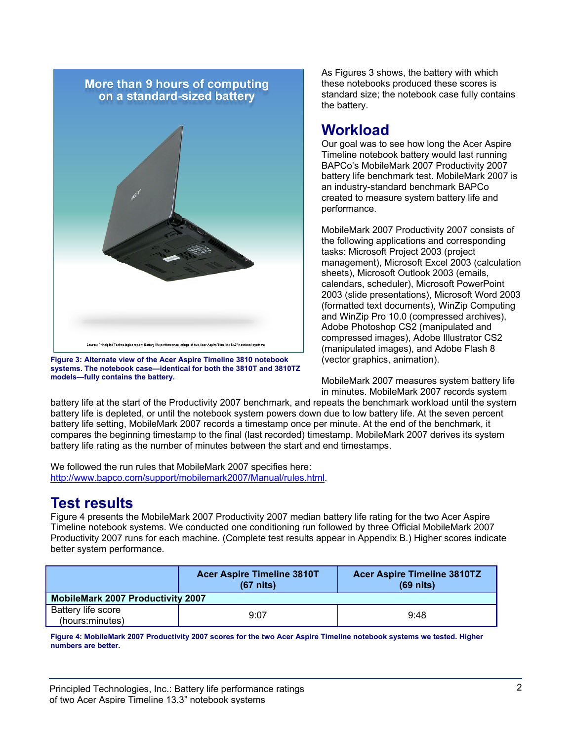More than 9 hours of computing on a standard-sized battery

Source: Principled Technologies report, Battery life performance ratings of two Acer Aspire Timeline 13.3" notebook systems

**Figure 3: Alternate view of the Acer Aspire Timeline 3810 notebook systems. The notebook case—identical for both the 3810T and 3810TZ models—fully contains the battery.**

As Figures 3 shows, the battery with which these notebooks produced these scores is standard size; the notebook case fully contains the battery.

## Workload

Our goal was to see how long the Acer Aspire Timeline notebook battery would last running BAPCo's MobileMark 2007 Productivity 2007 battery life benchmark test. MobileMark 2007 is an industry-standard benchmark BAPCo created to measure system battery life and performance.

MobileMark 2007 Productivity 2007 consists of the following applications and corresponding tasks: Microsoft Project 2003 (project management), Microsoft Excel 2003 (calculation sheets), Microsoft Outlook 2003 (emails, calendars, scheduler), Microsoft PowerPoint 2003 (slide presentations), Microsoft Word 2003 (formatted text documents), WinZip Computing and WinZip Pro 10.0 (compressed archives), Adobe Photoshop CS2 (manipulated and compressed images), Adobe Illustrator CS2 (manipulated images), and Adobe Flash 8 (vector graphics, animation).

MobileMark 2007 measures system battery life in minutes. MobileMark 2007 records system battery life at the start of the Productivity 2007 benchmark, and repeats the benchmark workload until the system battery life is depleted, or until the notebook system powers down due to low battery life. At the seven percent battery life setting, MobileMark 2007 records a timestamp once per minute. At the end of the benchmark, it compares the beginning timestamp to the final (last recorded) timestamp. MobileMark 2007 derives its system battery life rating as the number of minutes between the start and end timestamps.

We followed the run rules that MobileMark 2007 specifies here: http://www.bapco.com/support/mobilemark2007/Manual/rules.html.

# Test results

Figure 4 presents the MobileMark 2007 Productivity 2007 median battery life rating for the two Acer Aspire Timeline notebook systems. We conducted one conditioning run followed by three Official MobileMark 2007 Productivity 2007 runs for each machine. (Complete test results appear in Appendix B.) Higher scores indicate better system performance.

| | Acer Aspire Timeline 3810T (67 nits) | Acer Aspire Timeline 3810TZ (69 nits) |
|---|---|---|
| **MobileMark 2007 Productivity 2007** | | |
| Battery life score (hours:minutes) | 9:07 | 9:48 |

**Figure 4: MobileMark 2007 Productivity 2007 scores for the two Acer Aspire Timeline notebook systems we tested. Higher numbers are better.**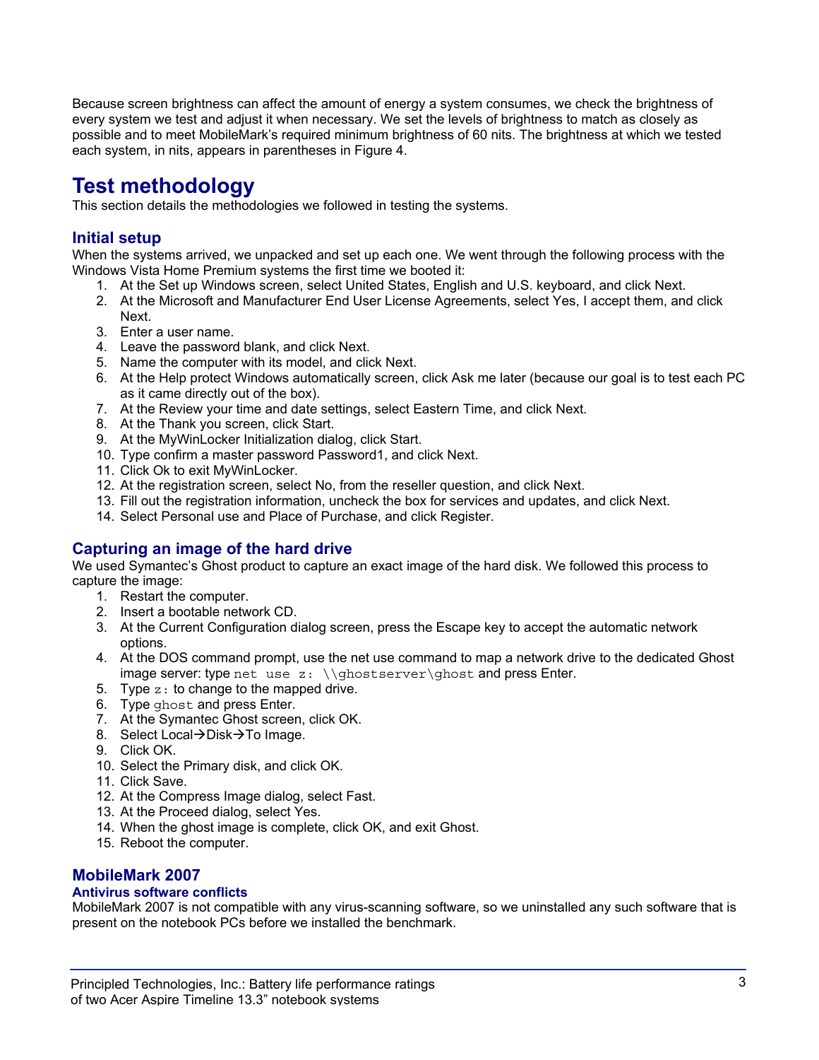Because screen brightness can affect the amount of energy a system consumes, we check the brightness of every system we test and adjust it when necessary. We set the levels of brightness to match as closely as possible and to meet MobileMark's required minimum brightness of 60 nits. The brightness at which we tested each system, in nits, appears in parentheses in Figure 4.

# Test methodology

This section details the methodologies we followed in testing the systems.

## Initial setup

When the systems arrived, we unpacked and set up each one. We went through the following process with the Windows Vista Home Premium systems the first time we booted it:

1. At the Set up Windows screen, select United States, English and U.S. keyboard, and click Next.
2. At the Microsoft and Manufacturer End User License Agreements, select Yes, I accept them, and click Next.
3. Enter a user name.
4. Leave the password blank, and click Next.
5. Name the computer with its model, and click Next.
6. At the Help protect Windows automatically screen, click Ask me later (because our goal is to test each PC as it came directly out of the box).
7. At the Review your time and date settings, select Eastern Time, and click Next.
8. At the Thank you screen, click Start.
9. At the MyWinLocker Initialization dialog, click Start.
10. Type confirm a master password Password1, and click Next.
11. Click Ok to exit MyWinLocker.
12. At the registration screen, select No, from the reseller question, and click Next.
13. Fill out the registration information, uncheck the box for services and updates, and click Next.
14. Select Personal use and Place of Purchase, and click Register.

## Capturing an image of the hard drive

We used Symantec's Ghost product to capture an exact image of the hard disk. We followed this process to capture the image:

1. Restart the computer.
2. Insert a bootable network CD.
3. At the Current Configuration dialog screen, press the Escape key to accept the automatic network options.
4. At the DOS command prompt, use the net use command to map a network drive to the dedicated Ghost image server: type `net use z: \\ghostserver\ghost` and press Enter.
5. Type `z:` to change to the mapped drive.
6. Type `ghost` and press Enter.
7. At the Symantec Ghost screen, click OK.
8. Select Local→Disk→To Image.
9. Click OK.
10. Select the Primary disk, and click OK.
11. Click Save.
12. At the Compress Image dialog, select Fast.
13. At the Proceed dialog, select Yes.
14. When the ghost image is complete, click OK, and exit Ghost.
15. Reboot the computer.

## MobileMark 2007

### Antivirus software conflicts

MobileMark 2007 is not compatible with any virus-scanning software, so we uninstalled any such software that is present on the notebook PCs before we installed the benchmark.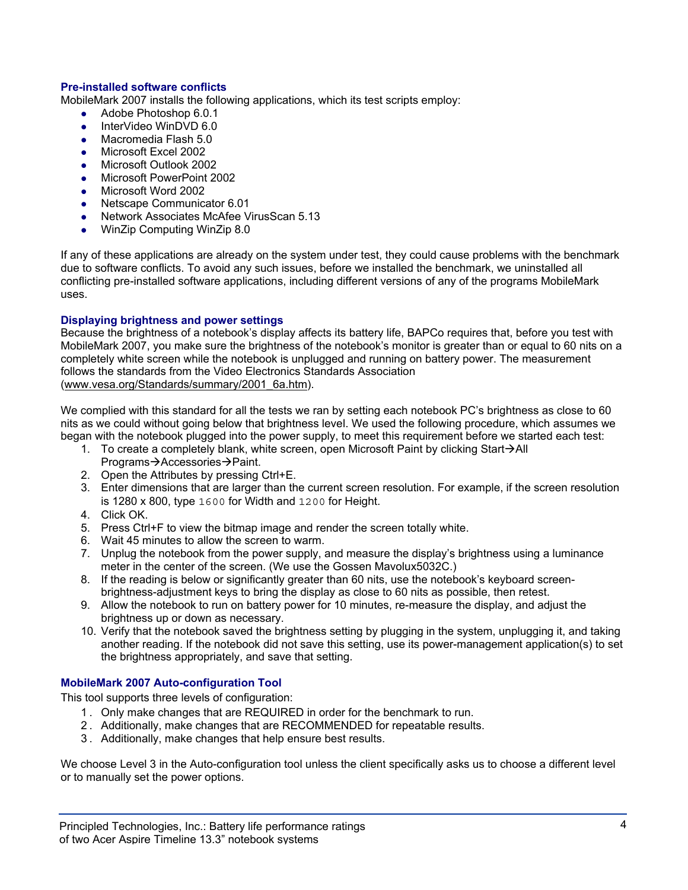### Pre-installed software conflicts

MobileMark 2007 installs the following applications, which its test scripts employ:

- Adobe Photoshop 6.0.1
- InterVideo WinDVD 6.0
- Macromedia Flash 5.0
- Microsoft Excel 2002
- Microsoft Outlook 2002
- Microsoft PowerPoint 2002
- Microsoft Word 2002
- Netscape Communicator 6.01
- Network Associates McAfee VirusScan 5.13
- WinZip Computing WinZip 8.0

If any of these applications are already on the system under test, they could cause problems with the benchmark due to software conflicts. To avoid any such issues, before we installed the benchmark, we uninstalled all conflicting pre-installed software applications, including different versions of any of the programs MobileMark uses.

### Displaying brightness and power settings

Because the brightness of a notebook's display affects its battery life, BAPCo requires that, before you test with MobileMark 2007, you make sure the brightness of the notebook's monitor is greater than or equal to 60 nits on a completely white screen while the notebook is unplugged and running on battery power. The measurement follows the standards from the Video Electronics Standards Association (www.vesa.org/Standards/summary/2001_6a.htm).

We complied with this standard for all the tests we ran by setting each notebook PC's brightness as close to 60 nits as we could without going below that brightness level. We used the following procedure, which assumes we began with the notebook plugged into the power supply, to meet this requirement before we started each test:

1. To create a completely blank, white screen, open Microsoft Paint by clicking Start→All Programs→Accessories→Paint.
2. Open the Attributes by pressing Ctrl+E.
3. Enter dimensions that are larger than the current screen resolution. For example, if the screen resolution is 1280 x 800, type `1600` for Width and `1200` for Height.
4. Click OK.
5. Press Ctrl+F to view the bitmap image and render the screen totally white.
6. Wait 45 minutes to allow the screen to warm.
7. Unplug the notebook from the power supply, and measure the display's brightness using a luminance meter in the center of the screen. (We use the Gossen Mavolux5032C.)
8. If the reading is below or significantly greater than 60 nits, use the notebook's keyboard screen-brightness-adjustment keys to bring the display as close to 60 nits as possible, then retest.
9. Allow the notebook to run on battery power for 10 minutes, re-measure the display, and adjust the brightness up or down as necessary.
10. Verify that the notebook saved the brightness setting by plugging in the system, unplugging it, and taking another reading. If the notebook did not save this setting, use its power-management application(s) to set the brightness appropriately, and save that setting.

### MobileMark 2007 Auto-configuration Tool

This tool supports three levels of configuration:

1. Only make changes that are REQUIRED in order for the benchmark to run.
2. Additionally, make changes that are RECOMMENDED for repeatable results.
3. Additionally, make changes that help ensure best results.

We choose Level 3 in the Auto-configuration tool unless the client specifically asks us to choose a different level or to manually set the power options.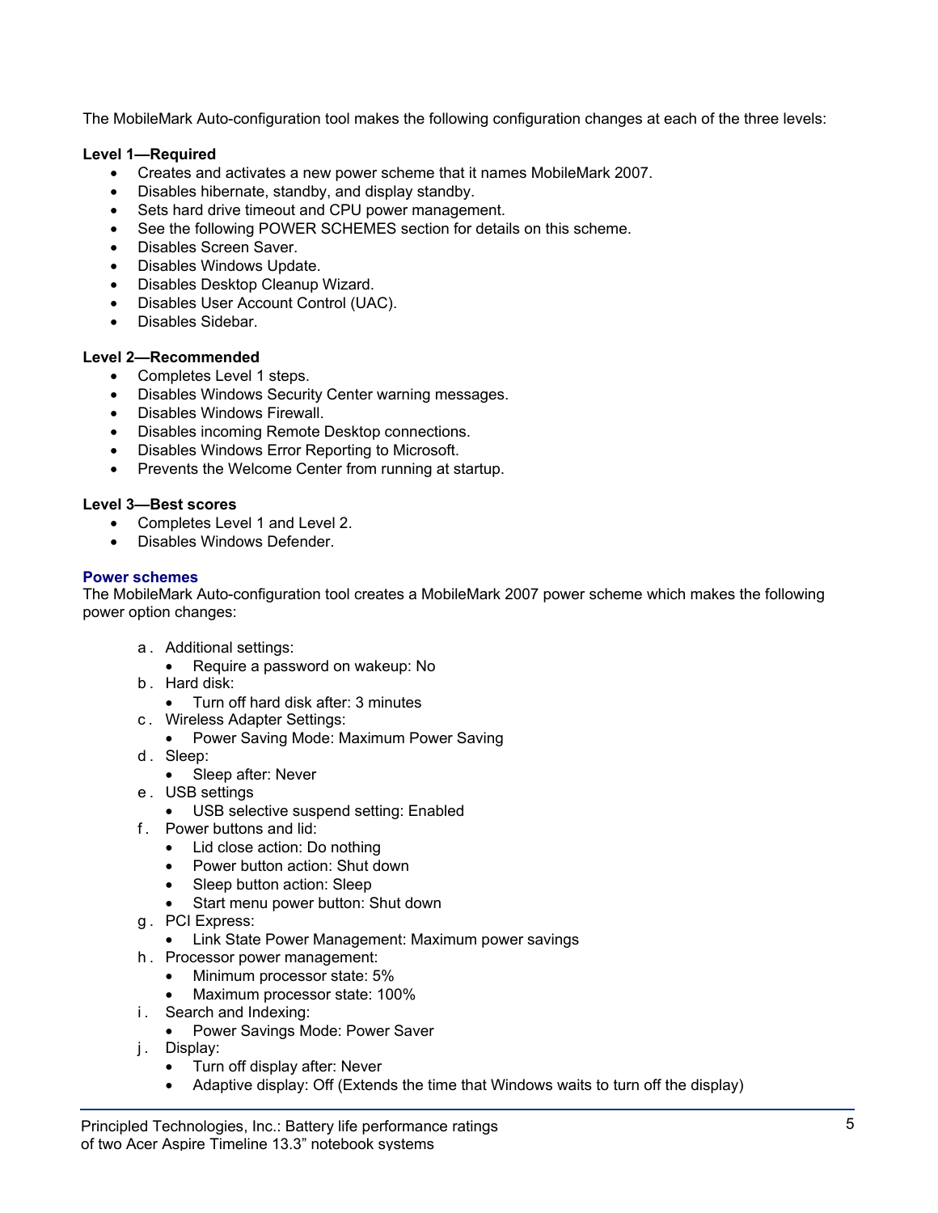The MobileMark Auto-configuration tool makes the following configuration changes at each of the three levels:

**Level 1—Required**

- Creates and activates a new power scheme that it names MobileMark 2007.
- Disables hibernate, standby, and display standby.
- Sets hard drive timeout and CPU power management.
- See the following POWER SCHEMES section for details on this scheme.
- Disables Screen Saver.
- Disables Windows Update.
- Disables Desktop Cleanup Wizard.
- Disables User Account Control (UAC).
- Disables Sidebar.

**Level 2—Recommended**

- Completes Level 1 steps.
- Disables Windows Security Center warning messages.
- Disables Windows Firewall.
- Disables incoming Remote Desktop connections.
- Disables Windows Error Reporting to Microsoft.
- Prevents the Welcome Center from running at startup.

**Level 3—Best scores**

- Completes Level 1 and Level 2.
- Disables Windows Defender.

### Power schemes

The MobileMark Auto-configuration tool creates a MobileMark 2007 power scheme which makes the following power option changes:

a. Additional settings:
   - Require a password on wakeup: No

b. Hard disk:
   - Turn off hard disk after: 3 minutes

c. Wireless Adapter Settings:
   - Power Saving Mode: Maximum Power Saving

d. Sleep:
   - Sleep after: Never

e. USB settings
   - USB selective suspend setting: Enabled

f. Power buttons and lid:
   - Lid close action: Do nothing
   - Power button action: Shut down
   - Sleep button action: Sleep
   - Start menu power button: Shut down

g. PCI Express:
   - Link State Power Management: Maximum power savings

h. Processor power management:
   - Minimum processor state: 5%
   - Maximum processor state: 100%

i. Search and Indexing:
   - Power Savings Mode: Power Saver

j. Display:
   - Turn off display after: Never
   - Adaptive display: Off (Extends the time that Windows waits to turn off the display)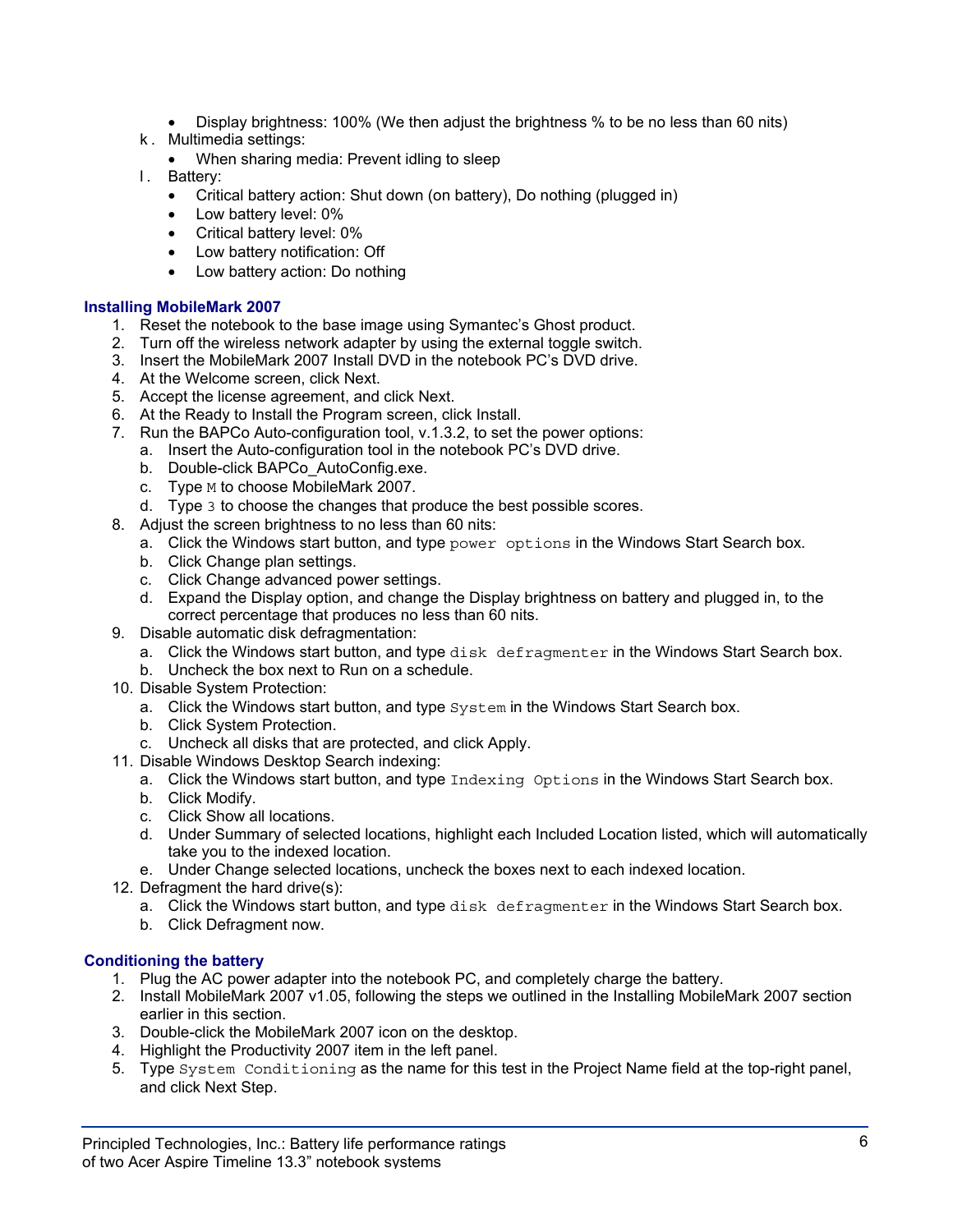- Display brightness: 100% (We then adjust the brightness % to be no less than 60 nits)

k. Multimedia settings:
   - When sharing media: Prevent idling to sleep

l. Battery:
   - Critical battery action: Shut down (on battery), Do nothing (plugged in)
   - Low battery level: 0%
   - Critical battery level: 0%
   - Low battery notification: Off
   - Low battery action: Do nothing

### Installing MobileMark 2007

1. Reset the notebook to the base image using Symantec's Ghost product.
2. Turn off the wireless network adapter by using the external toggle switch.
3. Insert the MobileMark 2007 Install DVD in the notebook PC's DVD drive.
4. At the Welcome screen, click Next.
5. Accept the license agreement, and click Next.
6. At the Ready to Install the Program screen, click Install.
7. Run the BAPCo Auto-configuration tool, v.1.3.2, to set the power options:
   a. Insert the Auto-configuration tool in the notebook PC's DVD drive.
   b. Double-click BAPCo_AutoConfig.exe.
   c. Type `M` to choose MobileMark 2007.
   d. Type `3` to choose the changes that produce the best possible scores.
8. Adjust the screen brightness to no less than 60 nits:
   a. Click the Windows start button, and type `power options` in the Windows Start Search box.
   b. Click Change plan settings.
   c. Click Change advanced power settings.
   d. Expand the Display option, and change the Display brightness on battery and plugged in, to the correct percentage that produces no less than 60 nits.
9. Disable automatic disk defragmentation:
   a. Click the Windows start button, and type `disk defragmenter` in the Windows Start Search box.
   b. Uncheck the box next to Run on a schedule.
10. Disable System Protection:
    a. Click the Windows start button, and type `System` in the Windows Start Search box.
    b. Click System Protection.
    c. Uncheck all disks that are protected, and click Apply.
11. Disable Windows Desktop Search indexing:
    a. Click the Windows start button, and type `Indexing Options` in the Windows Start Search box.
    b. Click Modify.
    c. Click Show all locations.
    d. Under Summary of selected locations, highlight each Included Location listed, which will automatically take you to the indexed location.
    e. Under Change selected locations, uncheck the boxes next to each indexed location.
12. Defragment the hard drive(s):
    a. Click the Windows start button, and type `disk defragmenter` in the Windows Start Search box.
    b. Click Defragment now.

### Conditioning the battery

1. Plug the AC power adapter into the notebook PC, and completely charge the battery.
2. Install MobileMark 2007 v1.05, following the steps we outlined in the Installing MobileMark 2007 section earlier in this section.
3. Double-click the MobileMark 2007 icon on the desktop.
4. Highlight the Productivity 2007 item in the left panel.
5. Type `System Conditioning` as the name for this test in the Project Name field at the top-right panel, and click Next Step.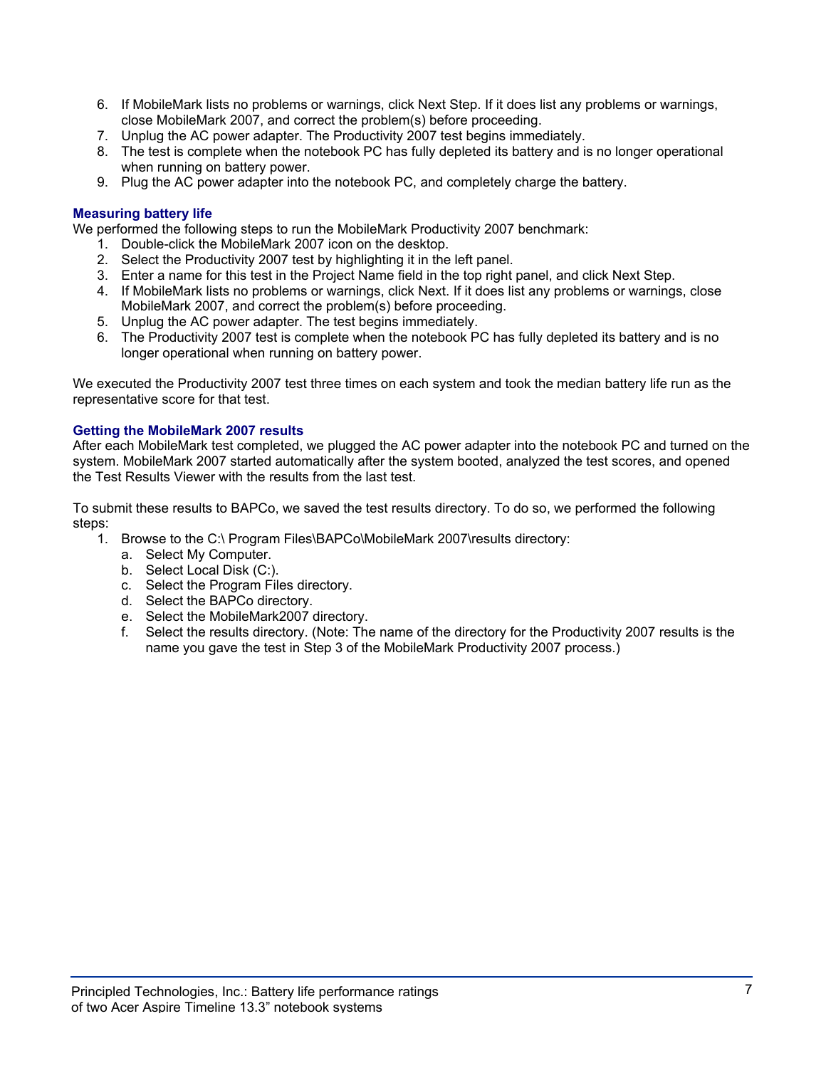6. If MobileMark lists no problems or warnings, click Next Step. If it does list any problems or warnings, close MobileMark 2007, and correct the problem(s) before proceeding.
7. Unplug the AC power adapter. The Productivity 2007 test begins immediately.
8. The test is complete when the notebook PC has fully depleted its battery and is no longer operational when running on battery power.
9. Plug the AC power adapter into the notebook PC, and completely charge the battery.

### Measuring battery life

We performed the following steps to run the MobileMark Productivity 2007 benchmark:

1. Double-click the MobileMark 2007 icon on the desktop.
2. Select the Productivity 2007 test by highlighting it in the left panel.
3. Enter a name for this test in the Project Name field in the top right panel, and click Next Step.
4. If MobileMark lists no problems or warnings, click Next. If it does list any problems or warnings, close MobileMark 2007, and correct the problem(s) before proceeding.
5. Unplug the AC power adapter. The test begins immediately.
6. The Productivity 2007 test is complete when the notebook PC has fully depleted its battery and is no longer operational when running on battery power.

We executed the Productivity 2007 test three times on each system and took the median battery life run as the representative score for that test.

### Getting the MobileMark 2007 results

After each MobileMark test completed, we plugged the AC power adapter into the notebook PC and turned on the system. MobileMark 2007 started automatically after the system booted, analyzed the test scores, and opened the Test Results Viewer with the results from the last test.

To submit these results to BAPCo, we saved the test results directory. To do so, we performed the following steps:

1. Browse to the C:\ Program Files\BAPCo\MobileMark 2007\results directory:
   a. Select My Computer.
   b. Select Local Disk (C:).
   c. Select the Program Files directory.
   d. Select the BAPCo directory.
   e. Select the MobileMark2007 directory.
   f. Select the results directory. (Note: The name of the directory for the Productivity 2007 results is the name you gave the test in Step 3 of the MobileMark Productivity 2007 process.)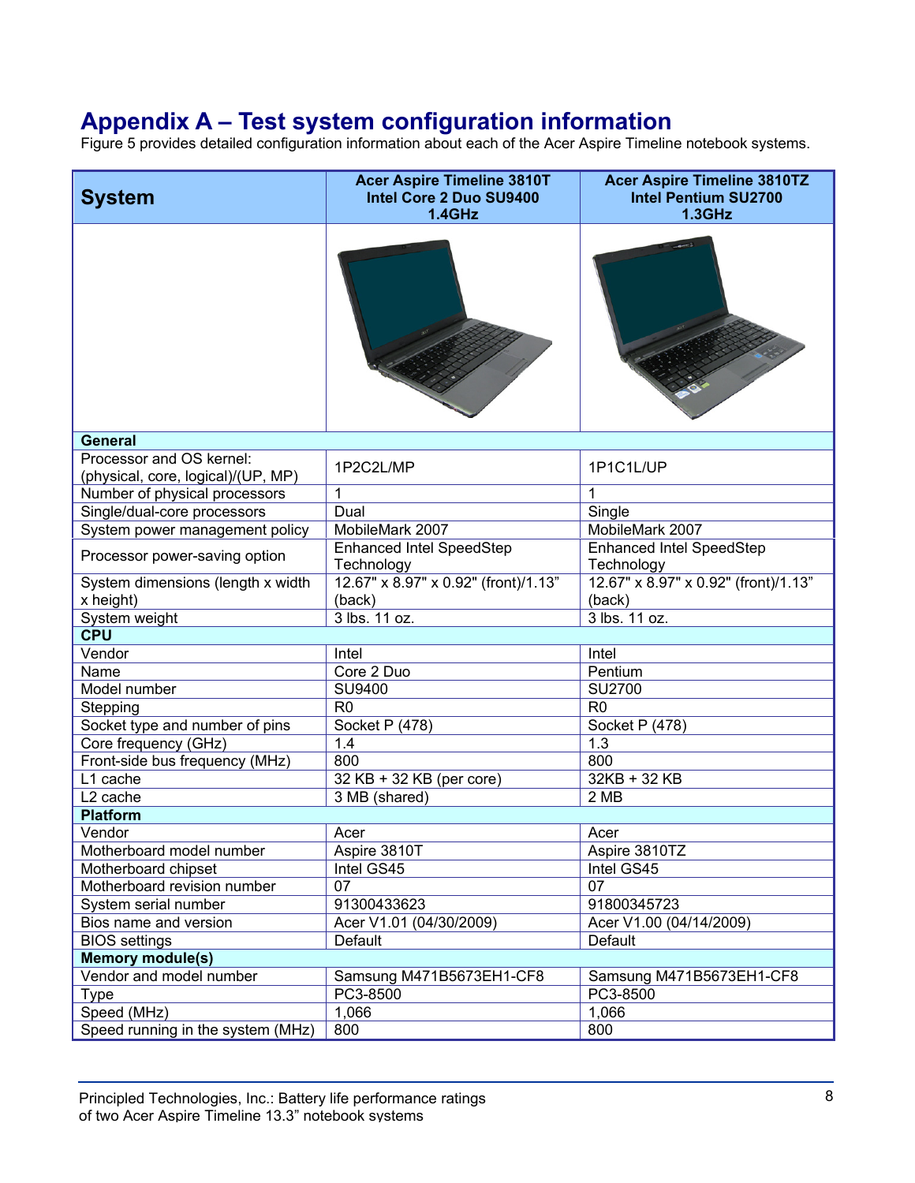# Appendix A – Test system configuration information

Figure 5 provides detailed configuration information about each of the Acer Aspire Timeline notebook systems.

| System | Acer Aspire Timeline 3810T Intel Core 2 Duo SU9400 1.4GHz | Acer Aspire Timeline 3810TZ Intel Pentium SU2700 1.3GHz |
|---|---|---|
| **General** | | |
| Processor and OS kernel: (physical, core, logical)/(UP, MP) | 1P2C2L/MP | 1P1C1L/UP |
| Number of physical processors | 1 | 1 |
| Single/dual-core processors | Dual | Single |
| System power management policy | MobileMark 2007 | MobileMark 2007 |
| Processor power-saving option | Enhanced Intel SpeedStep Technology | Enhanced Intel SpeedStep Technology |
| System dimensions (length x width x height) | 12.67" x 8.97" x 0.92" (front)/1.13" (back) | 12.67" x 8.97" x 0.92" (front)/1.13" (back) |
| System weight | 3 lbs. 11 oz. | 3 lbs. 11 oz. |
| **CPU** | | |
| Vendor | Intel | Intel |
| Name | Core 2 Duo | Pentium |
| Model number | SU9400 | SU2700 |
| Stepping | R0 | R0 |
| Socket type and number of pins | Socket P (478) | Socket P (478) |
| Core frequency (GHz) | 1.4 | 1.3 |
| Front-side bus frequency (MHz) | 800 | 800 |
| L1 cache | 32 KB + 32 KB (per core) | 32KB + 32 KB |
| L2 cache | 3 MB (shared) | 2 MB |
| **Platform** | | |
| Vendor | Acer | Acer |
| Motherboard model number | Aspire 3810T | Aspire 3810TZ |
| Motherboard chipset | Intel GS45 | Intel GS45 |
| Motherboard revision number | 07 | 07 |
| System serial number | 91300433623 | 91800345723 |
| Bios name and version | Acer V1.01 (04/30/2009) | Acer V1.00 (04/14/2009) |
| BIOS settings | Default | Default |
| **Memory module(s)** | | |
| Vendor and model number | Samsung M471B5673EH1-CF8 | Samsung M471B5673EH1-CF8 |
| Type | PC3-8500 | PC3-8500 |
| Speed (MHz) | 1,066 | 1,066 |
| Speed running in the system (MHz) | 800 | 800 |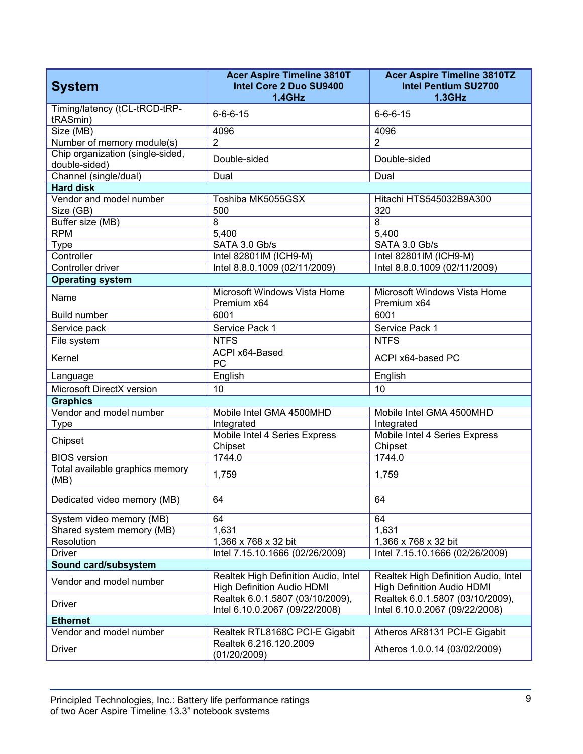| System | Acer Aspire Timeline 3810T Intel Core 2 Duo SU9400 1.4GHz | Acer Aspire Timeline 3810TZ Intel Pentium SU2700 1.3GHz |
|---|---|---|
| Timing/latency (tCL-tRCD-tRP-tRASmin) | 6-6-6-15 | 6-6-6-15 |
| Size (MB) | 4096 | 4096 |
| Number of memory module(s) | 2 | 2 |
| Chip organization (single-sided, double-sided) | Double-sided | Double-sided |
| Channel (single/dual) | Dual | Dual |
| **Hard disk** | | |
| Vendor and model number | Toshiba MK5055GSX | Hitachi HTS545032B9A300 |
| Size (GB) | 500 | 320 |
| Buffer size (MB) | 8 | 8 |
| RPM | 5,400 | 5,400 |
| Type | SATA 3.0 Gb/s | SATA 3.0 Gb/s |
| Controller | Intel 82801IM (ICH9-M) | Intel 82801IM (ICH9-M) |
| Controller driver | Intel 8.8.0.1009 (02/11/2009) | Intel 8.8.0.1009 (02/11/2009) |
| **Operating system** | | |
| Name | Microsoft Windows Vista Home Premium x64 | Microsoft Windows Vista Home Premium x64 |
| Build number | 6001 | 6001 |
| Service pack | Service Pack 1 | Service Pack 1 |
| File system | NTFS | NTFS |
| Kernel | ACPI x64-Based PC | ACPI x64-based PC |
| Language | English | English |
| Microsoft DirectX version | 10 | 10 |
| **Graphics** | | |
| Vendor and model number | Mobile Intel GMA 4500MHD | Mobile Intel GMA 4500MHD |
| Type | Integrated | Integrated |
| Chipset | Mobile Intel 4 Series Express Chipset | Mobile Intel 4 Series Express Chipset |
| BIOS version | 1744.0 | 1744.0 |
| Total available graphics memory (MB) | 1,759 | 1,759 |
| Dedicated video memory (MB) | 64 | 64 |
| System video memory (MB) | 64 | 64 |
| Shared system memory (MB) | 1,631 | 1,631 |
| Resolution | 1,366 x 768 x 32 bit | 1,366 x 768 x 32 bit |
| Driver | Intel 7.15.10.1666 (02/26/2009) | Intel 7.15.10.1666 (02/26/2009) |
| **Sound card/subsystem** | | |
| Vendor and model number | Realtek High Definition Audio, Intel High Definition Audio HDMI | Realtek High Definition Audio, Intel High Definition Audio HDMI |
| Driver | Realtek 6.0.1.5807 (03/10/2009), Intel 6.10.0.2067 (09/22/2008) | Realtek 6.0.1.5807 (03/10/2009), Intel 6.10.0.2067 (09/22/2008) |
| **Ethernet** | | |
| Vendor and model number | Realtek RTL8168C PCI-E Gigabit | Atheros AR8131 PCI-E Gigabit |
| Driver | Realtek 6.216.120.2009 (01/20/2009) | Atheros 1.0.0.14 (03/02/2009) |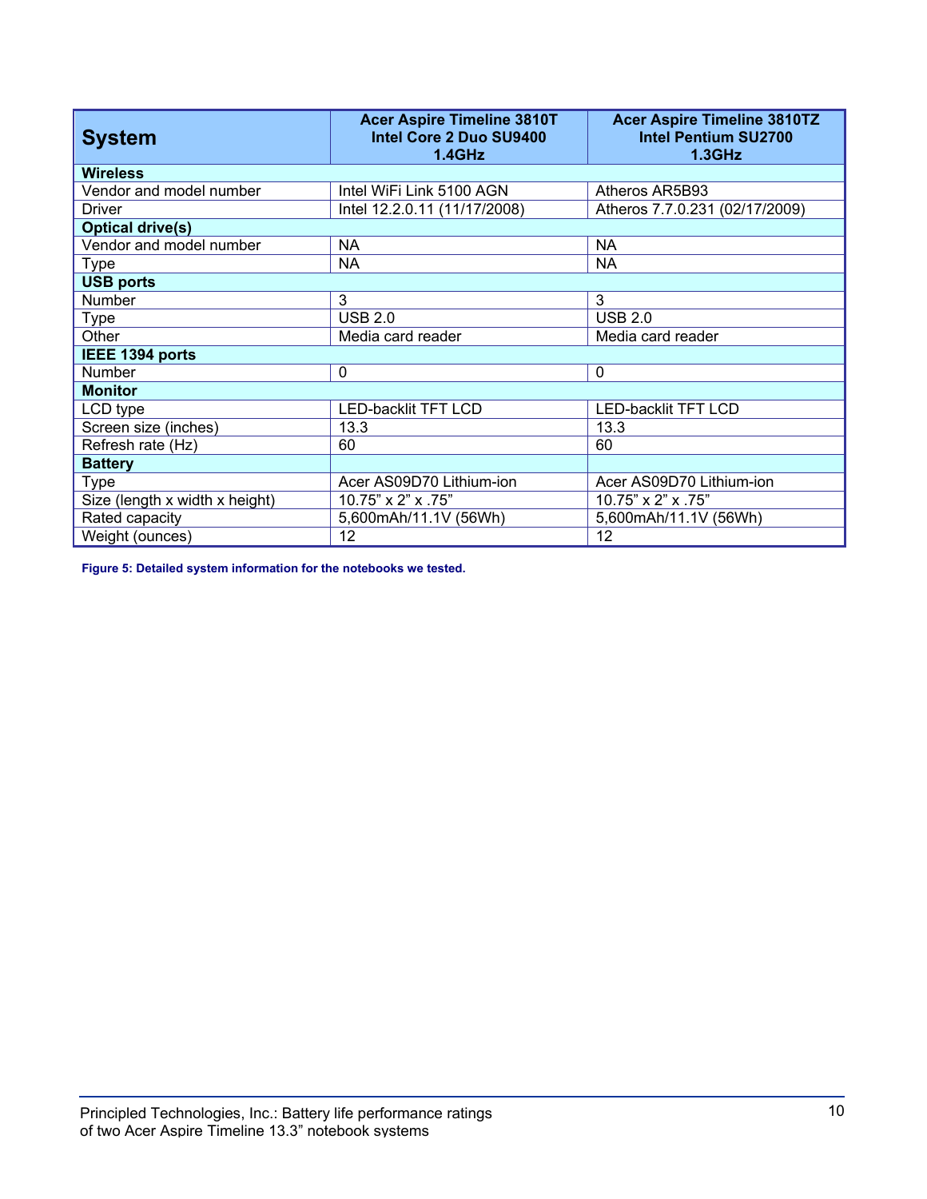| System | Acer Aspire Timeline 3810T Intel Core 2 Duo SU9400 1.4GHz | Acer Aspire Timeline 3810TZ Intel Pentium SU2700 1.3GHz |
|---|---|---|
| **Wireless** | | |
| Vendor and model number | Intel WiFi Link 5100 AGN | Atheros AR5B93 |
| Driver | Intel 12.2.0.11 (11/17/2008) | Atheros 7.7.0.231 (02/17/2009) |
| **Optical drive(s)** | | |
| Vendor and model number | NA | NA |
| Type | NA | NA |
| **USB ports** | | |
| Number | 3 | 3 |
| Type | USB 2.0 | USB 2.0 |
| Other | Media card reader | Media card reader |
| **IEEE 1394 ports** | | |
| Number | 0 | 0 |
| **Monitor** | | |
| LCD type | LED-backlit TFT LCD | LED-backlit TFT LCD |
| Screen size (inches) | 13.3 | 13.3 |
| Refresh rate (Hz) | 60 | 60 |
| **Battery** | | |
| Type | Acer AS09D70 Lithium-ion | Acer AS09D70 Lithium-ion |
| Size (length x width x height) | 10.75" x 2" x .75" | 10.75" x 2" x .75" |
| Rated capacity | 5,600mAh/11.1V (56Wh) | 5,600mAh/11.1V (56Wh) |
| Weight (ounces) | 12 | 12 |

**Figure 5: Detailed system information for the notebooks we tested.**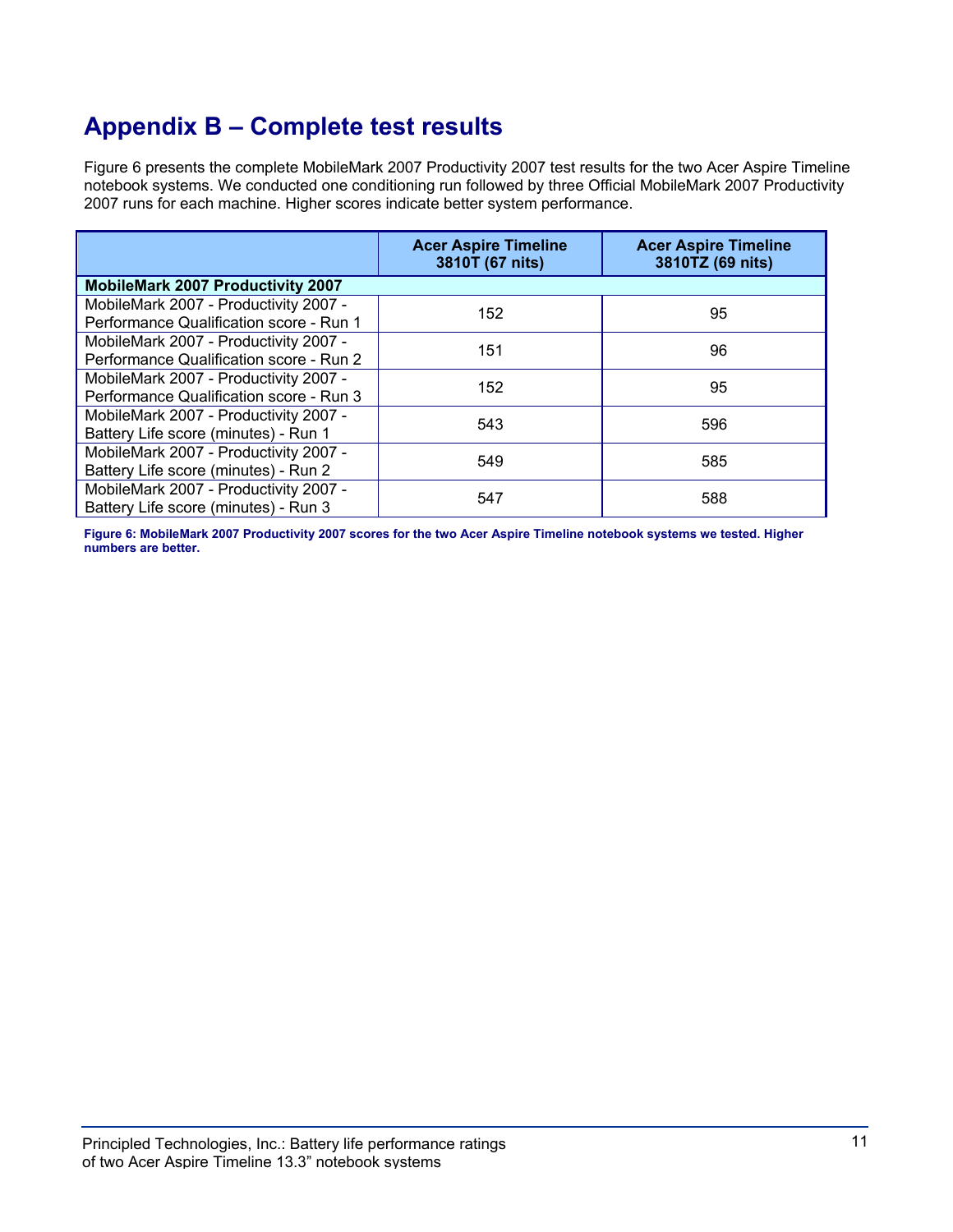## Appendix B – Complete test results

Figure 6 presents the complete MobileMark 2007 Productivity 2007 test results for the two Acer Aspire Timeline notebook systems. We conducted one conditioning run followed by three Official MobileMark 2007 Productivity 2007 runs for each machine. Higher scores indicate better system performance.

| | Acer Aspire Timeline 3810T (67 nits) | Acer Aspire Timeline 3810TZ (69 nits) |
|---|---|---|
| **MobileMark 2007 Productivity 2007** | | |
| MobileMark 2007 - Productivity 2007 - Performance Qualification score - Run 1 | 152 | 95 |
| MobileMark 2007 - Productivity 2007 - Performance Qualification score - Run 2 | 151 | 96 |
| MobileMark 2007 - Productivity 2007 - Performance Qualification score - Run 3 | 152 | 95 |
| MobileMark 2007 - Productivity 2007 - Battery Life score (minutes) - Run 1 | 543 | 596 |
| MobileMark 2007 - Productivity 2007 - Battery Life score (minutes) - Run 2 | 549 | 585 |
| MobileMark 2007 - Productivity 2007 - Battery Life score (minutes) - Run 3 | 547 | 588 |

**Figure 6: MobileMark 2007 Productivity 2007 scores for the two Acer Aspire Timeline notebook systems we tested. Higher numbers are better.**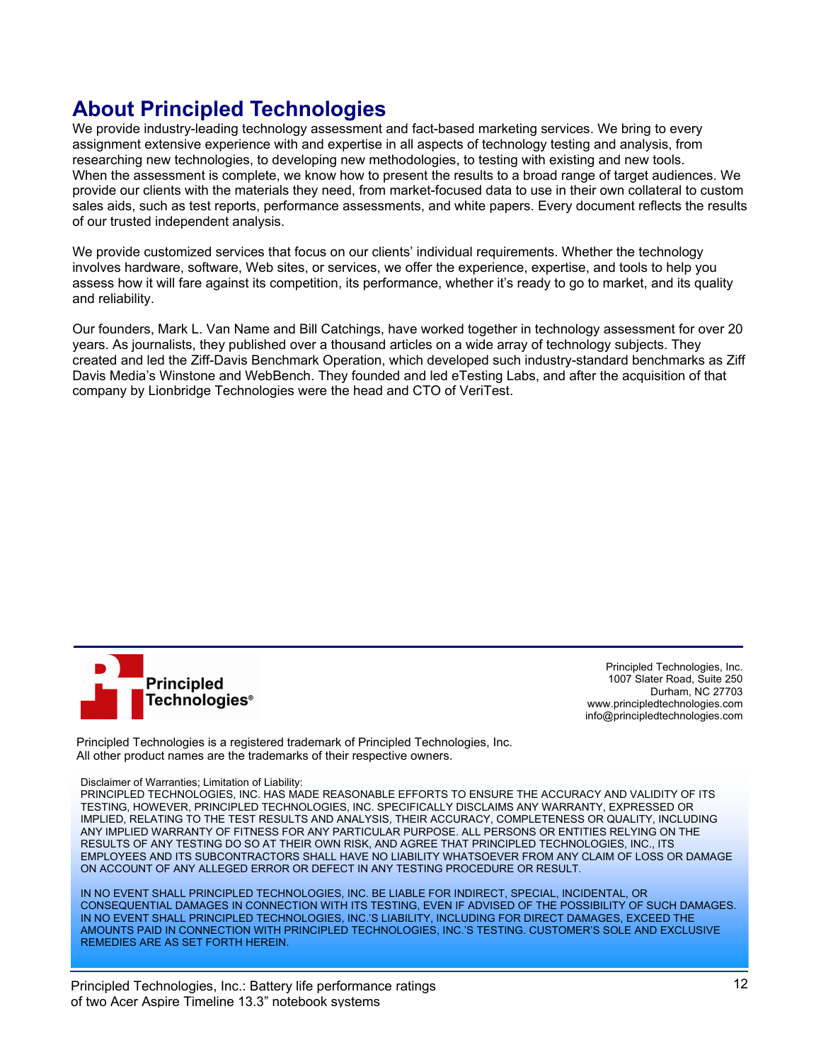# About Principled Technologies

We provide industry-leading technology assessment and fact-based marketing services. We bring to every assignment extensive experience with and expertise in all aspects of technology testing and analysis, from researching new technologies, to developing new methodologies, to testing with existing and new tools. When the assessment is complete, we know how to present the results to a broad range of target audiences. We provide our clients with the materials they need, from market-focused data to use in their own collateral to custom sales aids, such as test reports, performance assessments, and white papers. Every document reflects the results of our trusted independent analysis.

We provide customized services that focus on our clients' individual requirements. Whether the technology involves hardware, software, Web sites, or services, we offer the experience, expertise, and tools to help you assess how it will fare against its competition, its performance, whether it's ready to go to market, and its quality and reliability.

Our founders, Mark L. Van Name and Bill Catchings, have worked together in technology assessment for over 20 years. As journalists, they published over a thousand articles on a wide array of technology subjects. They created and led the Ziff-Davis Benchmark Operation, which developed such industry-standard benchmarks as Ziff Davis Media's Winstone and WebBench. They founded and led eTesting Labs, and after the acquisition of that company by Lionbridge Technologies were the head and CTO of VeriTest.

Principled Technologies®

Principled Technologies, Inc.
1007 Slater Road, Suite 250
Durham, NC 27703
www.principledtechnologies.com
info@principledtechnologies.com

Principled Technologies is a registered trademark of Principled Technologies, Inc.
All other product names are the trademarks of their respective owners.

Disclaimer of Warranties; Limitation of Liability:
PRINCIPLED TECHNOLOGIES, INC. HAS MADE REASONABLE EFFORTS TO ENSURE THE ACCURACY AND VALIDITY OF ITS TESTING, HOWEVER, PRINCIPLED TECHNOLOGIES, INC. SPECIFICALLY DISCLAIMS ANY WARRANTY, EXPRESSED OR IMPLIED, RELATING TO THE TEST RESULTS AND ANALYSIS, THEIR ACCURACY, COMPLETENESS OR QUALITY, INCLUDING ANY IMPLIED WARRANTY OF FITNESS FOR ANY PARTICULAR PURPOSE. ALL PERSONS OR ENTITIES RELYING ON THE RESULTS OF ANY TESTING DO SO AT THEIR OWN RISK, AND AGREE THAT PRINCIPLED TECHNOLOGIES, INC., ITS EMPLOYEES AND ITS SUBCONTRACTORS SHALL HAVE NO LIABILITY WHATSOEVER FROM ANY CLAIM OF LOSS OR DAMAGE ON ACCOUNT OF ANY ALLEGED ERROR OR DEFECT IN ANY TESTING PROCEDURE OR RESULT.

IN NO EVENT SHALL PRINCIPLED TECHNOLOGIES, INC. BE LIABLE FOR INDIRECT, SPECIAL, INCIDENTAL, OR CONSEQUENTIAL DAMAGES IN CONNECTION WITH ITS TESTING, EVEN IF ADVISED OF THE POSSIBILITY OF SUCH DAMAGES. IN NO EVENT SHALL PRINCIPLED TECHNOLOGIES, INC.'S LIABILITY, INCLUDING FOR DIRECT DAMAGES, EXCEED THE AMOUNTS PAID IN CONNECTION WITH PRINCIPLED TECHNOLOGIES, INC.'S TESTING. CUSTOMER'S SOLE AND EXCLUSIVE REMEDIES ARE AS SET FORTH HEREIN.